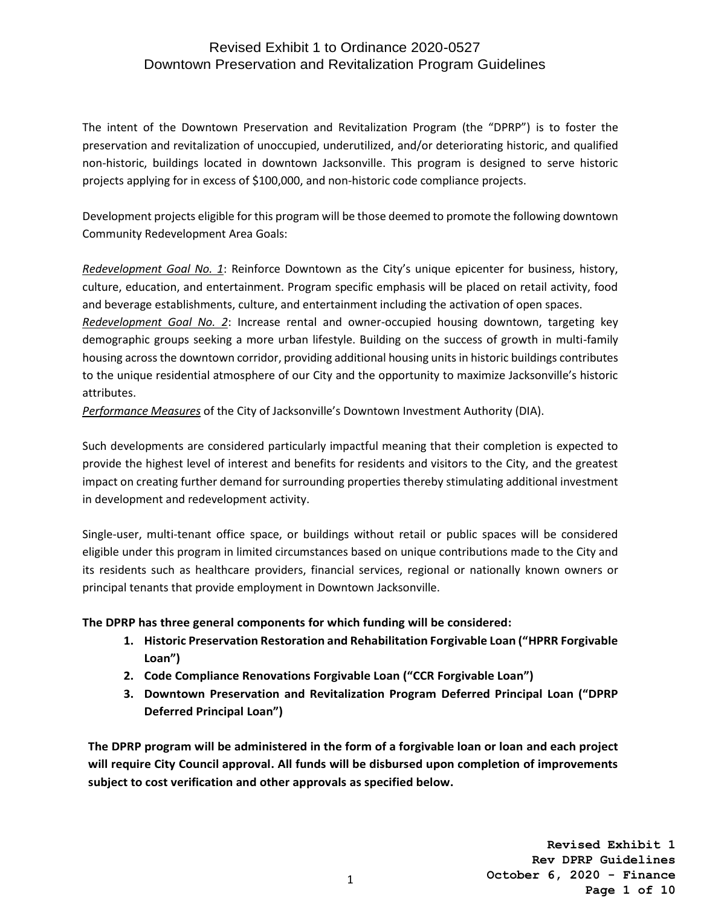# Revised Exhibit 1 to Ordinance 2020-0527
# Downtown Preservation and Revitalization Program Guidelines

The intent of the Downtown Preservation and Revitalization Program (the "DPRP") is to foster the preservation and revitalization of unoccupied, underutilized, and/or deteriorating historic, and qualified non-historic, buildings located in downtown Jacksonville. This program is designed to serve historic projects applying for in excess of $100,000, and non-historic code compliance projects.

Development projects eligible for this program will be those deemed to promote the following downtown Community Redevelopment Area Goals:

*Redevelopment Goal No. 1*: Reinforce Downtown as the City's unique epicenter for business, history, culture, education, and entertainment. Program specific emphasis will be placed on retail activity, food and beverage establishments, culture, and entertainment including the activation of open spaces.

*Redevelopment Goal No. 2*: Increase rental and owner-occupied housing downtown, targeting key demographic groups seeking a more urban lifestyle. Building on the success of growth in multi-family housing across the downtown corridor, providing additional housing units in historic buildings contributes to the unique residential atmosphere of our City and the opportunity to maximize Jacksonville's historic attributes.

*Performance Measures* of the City of Jacksonville's Downtown Investment Authority (DIA).

Such developments are considered particularly impactful meaning that their completion is expected to provide the highest level of interest and benefits for residents and visitors to the City, and the greatest impact on creating further demand for surrounding properties thereby stimulating additional investment in development and redevelopment activity.

Single-user, multi-tenant office space, or buildings without retail or public spaces will be considered eligible under this program in limited circumstances based on unique contributions made to the City and its residents such as healthcare providers, financial services, regional or nationally known owners or principal tenants that provide employment in Downtown Jacksonville.

**The DPRP has three general components for which funding will be considered:**

1. **Historic Preservation Restoration and Rehabilitation Forgivable Loan ("HPRR Forgivable Loan")**
2. **Code Compliance Renovations Forgivable Loan ("CCR Forgivable Loan")**
3. **Downtown Preservation and Revitalization Program Deferred Principal Loan ("DPRP Deferred Principal Loan")**

**The DPRP program will be administered in the form of a forgivable loan or loan and each project will require City Council approval. All funds will be disbursed upon completion of improvements subject to cost verification and other approvals as specified below.**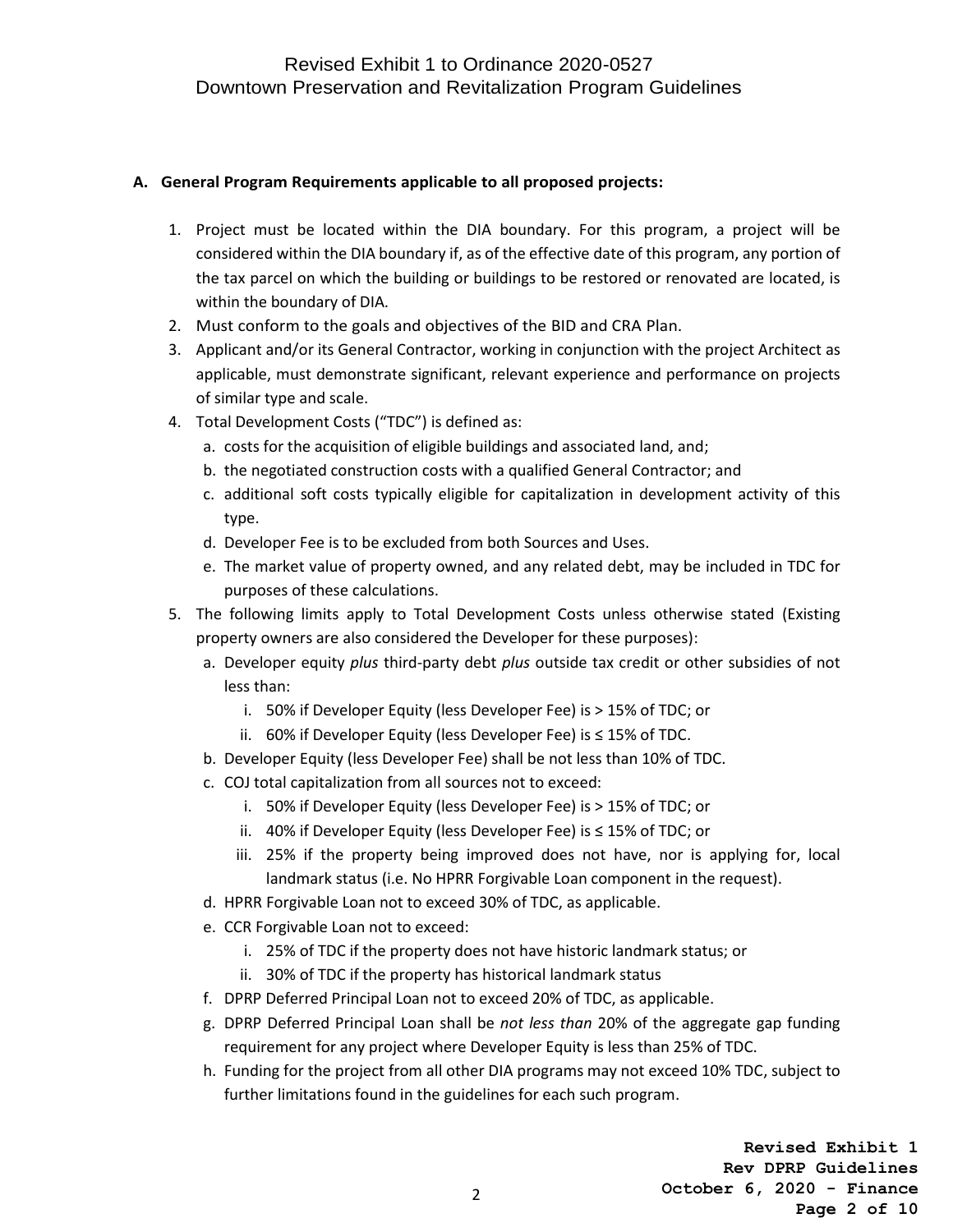**A. General Program Requirements applicable to all proposed projects:**

1. Project must be located within the DIA boundary. For this program, a project will be considered within the DIA boundary if, as of the effective date of this program, any portion of the tax parcel on which the building or buildings to be restored or renovated are located, is within the boundary of DIA.
2. Must conform to the goals and objectives of the BID and CRA Plan.
3. Applicant and/or its General Contractor, working in conjunction with the project Architect as applicable, must demonstrate significant, relevant experience and performance on projects of similar type and scale.
4. Total Development Costs ("TDC") is defined as:
   a. costs for the acquisition of eligible buildings and associated land, and;
   b. the negotiated construction costs with a qualified General Contractor; and
   c. additional soft costs typically eligible for capitalization in development activity of this type.
   d. Developer Fee is to be excluded from both Sources and Uses.
   e. The market value of property owned, and any related debt, may be included in TDC for purposes of these calculations.
5. The following limits apply to Total Development Costs unless otherwise stated (Existing property owners are also considered the Developer for these purposes):
   a. Developer equity *plus* third-party debt *plus* outside tax credit or other subsidies of not less than:
      i. 50% if Developer Equity (less Developer Fee) is > 15% of TDC; or
      ii. 60% if Developer Equity (less Developer Fee) is ≤ 15% of TDC.
   b. Developer Equity (less Developer Fee) shall be not less than 10% of TDC.
   c. COJ total capitalization from all sources not to exceed:
      i. 50% if Developer Equity (less Developer Fee) is > 15% of TDC; or
      ii. 40% if Developer Equity (less Developer Fee) is ≤ 15% of TDC; or
      iii. 25% if the property being improved does not have, nor is applying for, local landmark status (i.e. No HPRR Forgivable Loan component in the request).
   d. HPRR Forgivable Loan not to exceed 30% of TDC, as applicable.
   e. CCR Forgivable Loan not to exceed:
      i. 25% of TDC if the property does not have historic landmark status; or
      ii. 30% of TDC if the property has historical landmark status
   f. DPRP Deferred Principal Loan not to exceed 20% of TDC, as applicable.
   g. DPRP Deferred Principal Loan shall be *not less than* 20% of the aggregate gap funding requirement for any project where Developer Equity is less than 25% of TDC.
   h. Funding for the project from all other DIA programs may not exceed 10% TDC, subject to further limitations found in the guidelines for each such program.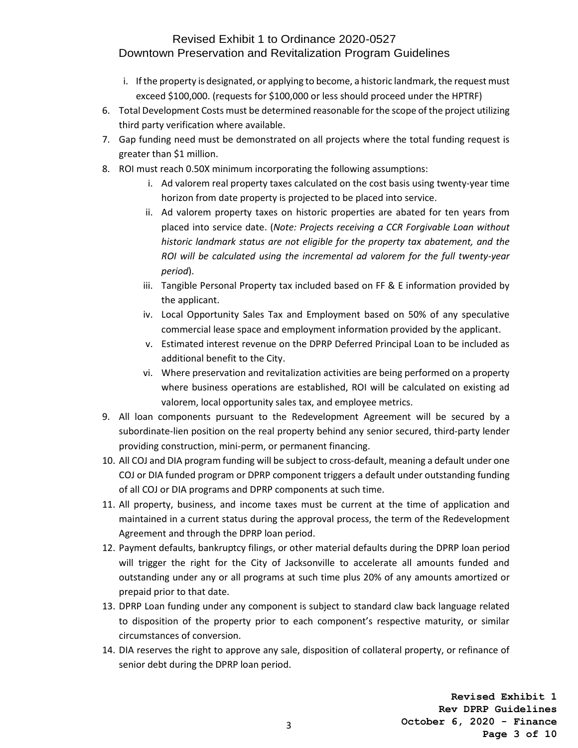i. If the property is designated, or applying to become, a historic landmark, the request must exceed $100,000. (requests for $100,000 or less should proceed under the HPTRF)

6. Total Development Costs must be determined reasonable for the scope of the project utilizing third party verification where available.
7. Gap funding need must be demonstrated on all projects where the total funding request is greater than $1 million.
8. ROI must reach 0.50X minimum incorporating the following assumptions:
   i. Ad valorem real property taxes calculated on the cost basis using twenty-year time horizon from date property is projected to be placed into service.
   ii. Ad valorem property taxes on historic properties are abated for ten years from placed into service date. (*Note: Projects receiving a CCR Forgivable Loan without historic landmark status are not eligible for the property tax abatement, and the ROI will be calculated using the incremental ad valorem for the full twenty-year period*).
   iii. Tangible Personal Property tax included based on FF & E information provided by the applicant.
   iv. Local Opportunity Sales Tax and Employment based on 50% of any speculative commercial lease space and employment information provided by the applicant.
   v. Estimated interest revenue on the DPRP Deferred Principal Loan to be included as additional benefit to the City.
   vi. Where preservation and revitalization activities are being performed on a property where business operations are established, ROI will be calculated on existing ad valorem, local opportunity sales tax, and employee metrics.
9. All loan components pursuant to the Redevelopment Agreement will be secured by a subordinate-lien position on the real property behind any senior secured, third-party lender providing construction, mini-perm, or permanent financing.
10. All COJ and DIA program funding will be subject to cross-default, meaning a default under one COJ or DIA funded program or DPRP component triggers a default under outstanding funding of all COJ or DIA programs and DPRP components at such time.
11. All property, business, and income taxes must be current at the time of application and maintained in a current status during the approval process, the term of the Redevelopment Agreement and through the DPRP loan period.
12. Payment defaults, bankruptcy filings, or other material defaults during the DPRP loan period will trigger the right for the City of Jacksonville to accelerate all amounts funded and outstanding under any or all programs at such time plus 20% of any amounts amortized or prepaid prior to that date.
13. DPRP Loan funding under any component is subject to standard claw back language related to disposition of the property prior to each component's respective maturity, or similar circumstances of conversion.
14. DIA reserves the right to approve any sale, disposition of collateral property, or refinance of senior debt during the DPRP loan period.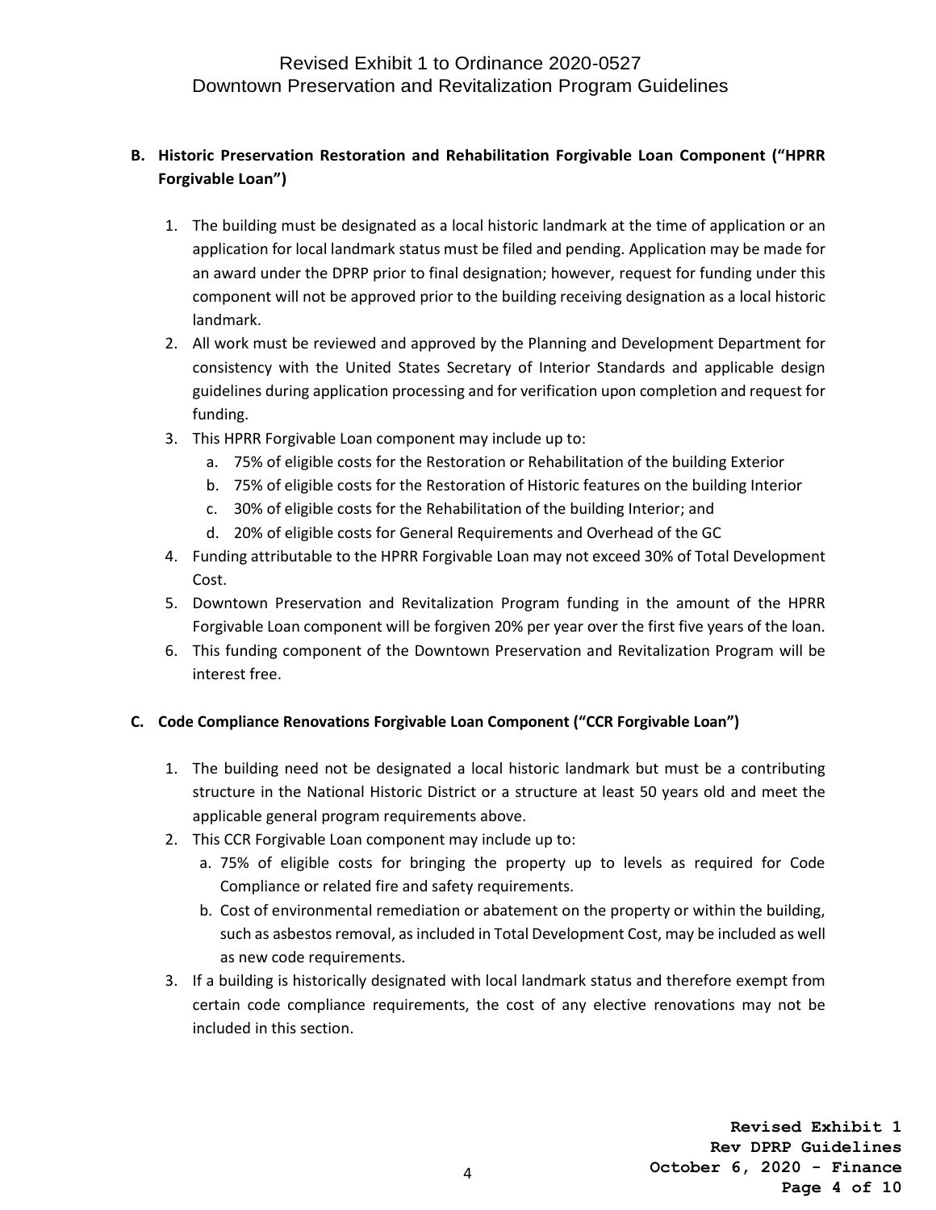## B. Historic Preservation Restoration and Rehabilitation Forgivable Loan Component ("HPRR Forgivable Loan")

1. The building must be designated as a local historic landmark at the time of application or an application for local landmark status must be filed and pending. Application may be made for an award under the DPRP prior to final designation; however, request for funding under this component will not be approved prior to the building receiving designation as a local historic landmark.
2. All work must be reviewed and approved by the Planning and Development Department for consistency with the United States Secretary of Interior Standards and applicable design guidelines during application processing and for verification upon completion and request for funding.
3. This HPRR Forgivable Loan component may include up to:
   a. 75% of eligible costs for the Restoration or Rehabilitation of the building Exterior
   b. 75% of eligible costs for the Restoration of Historic features on the building Interior
   c. 30% of eligible costs for the Rehabilitation of the building Interior; and
   d. 20% of eligible costs for General Requirements and Overhead of the GC
4. Funding attributable to the HPRR Forgivable Loan may not exceed 30% of Total Development Cost.
5. Downtown Preservation and Revitalization Program funding in the amount of the HPRR Forgivable Loan component will be forgiven 20% per year over the first five years of the loan.
6. This funding component of the Downtown Preservation and Revitalization Program will be interest free.

## C. Code Compliance Renovations Forgivable Loan Component ("CCR Forgivable Loan")

1. The building need not be designated a local historic landmark but must be a contributing structure in the National Historic District or a structure at least 50 years old and meet the applicable general program requirements above.
2. This CCR Forgivable Loan component may include up to:
   a. 75% of eligible costs for bringing the property up to levels as required for Code Compliance or related fire and safety requirements.
   b. Cost of environmental remediation or abatement on the property or within the building, such as asbestos removal, as included in Total Development Cost, may be included as well as new code requirements.
3. If a building is historically designated with local landmark status and therefore exempt from certain code compliance requirements, the cost of any elective renovations may not be included in this section.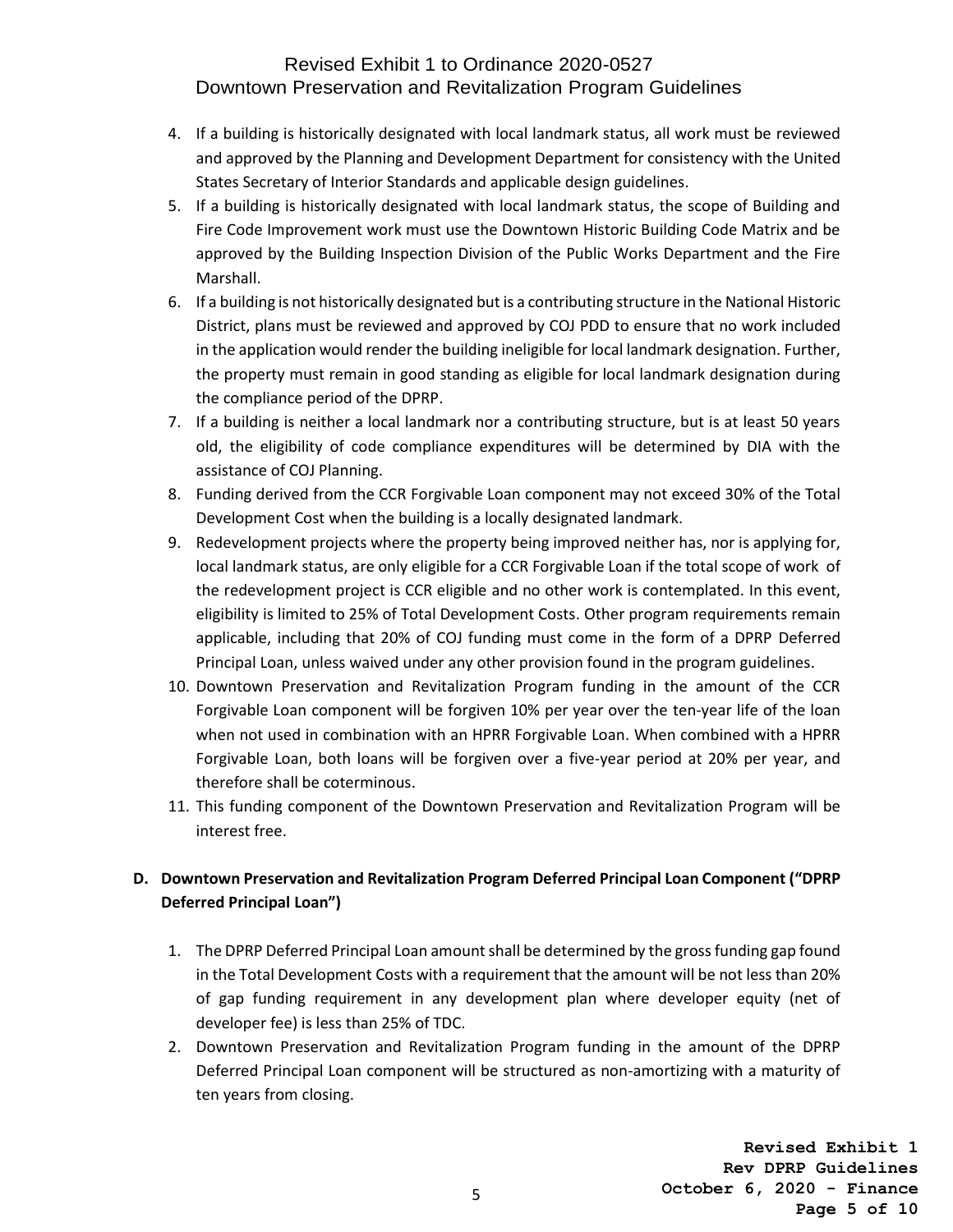4. If a building is historically designated with local landmark status, all work must be reviewed and approved by the Planning and Development Department for consistency with the United States Secretary of Interior Standards and applicable design guidelines.
5. If a building is historically designated with local landmark status, the scope of Building and Fire Code Improvement work must use the Downtown Historic Building Code Matrix and be approved by the Building Inspection Division of the Public Works Department and the Fire Marshall.
6. If a building is not historically designated but is a contributing structure in the National Historic District, plans must be reviewed and approved by COJ PDD to ensure that no work included in the application would render the building ineligible for local landmark designation. Further, the property must remain in good standing as eligible for local landmark designation during the compliance period of the DPRP.
7. If a building is neither a local landmark nor a contributing structure, but is at least 50 years old, the eligibility of code compliance expenditures will be determined by DIA with the assistance of COJ Planning.
8. Funding derived from the CCR Forgivable Loan component may not exceed 30% of the Total Development Cost when the building is a locally designated landmark.
9. Redevelopment projects where the property being improved neither has, nor is applying for, local landmark status, are only eligible for a CCR Forgivable Loan if the total scope of work of the redevelopment project is CCR eligible and no other work is contemplated. In this event, eligibility is limited to 25% of Total Development Costs. Other program requirements remain applicable, including that 20% of COJ funding must come in the form of a DPRP Deferred Principal Loan, unless waived under any other provision found in the program guidelines.
10. Downtown Preservation and Revitalization Program funding in the amount of the CCR Forgivable Loan component will be forgiven 10% per year over the ten-year life of the loan when not used in combination with an HPRR Forgivable Loan. When combined with a HPRR Forgivable Loan, both loans will be forgiven over a five-year period at 20% per year, and therefore shall be coterminous.
11. This funding component of the Downtown Preservation and Revitalization Program will be interest free.

## D. Downtown Preservation and Revitalization Program Deferred Principal Loan Component ("DPRP Deferred Principal Loan")

1. The DPRP Deferred Principal Loan amount shall be determined by the gross funding gap found in the Total Development Costs with a requirement that the amount will be not less than 20% of gap funding requirement in any development plan where developer equity (net of developer fee) is less than 25% of TDC.
2. Downtown Preservation and Revitalization Program funding in the amount of the DPRP Deferred Principal Loan component will be structured as non-amortizing with a maturity of ten years from closing.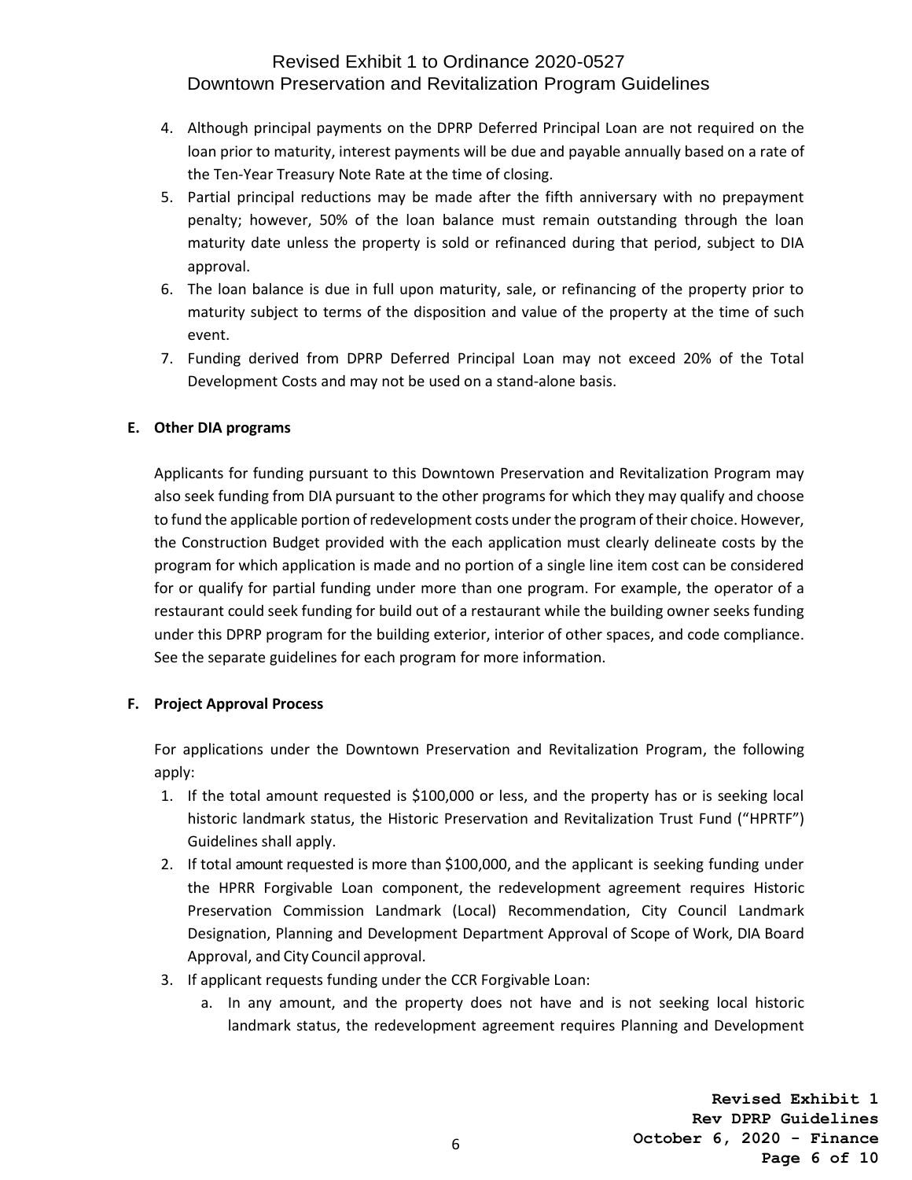4. Although principal payments on the DPRP Deferred Principal Loan are not required on the loan prior to maturity, interest payments will be due and payable annually based on a rate of the Ten-Year Treasury Note Rate at the time of closing.
5. Partial principal reductions may be made after the fifth anniversary with no prepayment penalty; however, 50% of the loan balance must remain outstanding through the loan maturity date unless the property is sold or refinanced during that period, subject to DIA approval.
6. The loan balance is due in full upon maturity, sale, or refinancing of the property prior to maturity subject to terms of the disposition and value of the property at the time of such event.
7. Funding derived from DPRP Deferred Principal Loan may not exceed 20% of the Total Development Costs and may not be used on a stand-alone basis.

**E. Other DIA programs**

Applicants for funding pursuant to this Downtown Preservation and Revitalization Program may also seek funding from DIA pursuant to the other programs for which they may qualify and choose to fund the applicable portion of redevelopment costs under the program of their choice. However, the Construction Budget provided with the each application must clearly delineate costs by the program for which application is made and no portion of a single line item cost can be considered for or qualify for partial funding under more than one program. For example, the operator of a restaurant could seek funding for build out of a restaurant while the building owner seeks funding under this DPRP program for the building exterior, interior of other spaces, and code compliance. See the separate guidelines for each program for more information.

**F. Project Approval Process**

For applications under the Downtown Preservation and Revitalization Program, the following apply:

1. If the total amount requested is $100,000 or less, and the property has or is seeking local historic landmark status, the Historic Preservation and Revitalization Trust Fund ("HPRTF") Guidelines shall apply.
2. If total amount requested is more than $100,000, and the applicant is seeking funding under the HPRR Forgivable Loan component, the redevelopment agreement requires Historic Preservation Commission Landmark (Local) Recommendation, City Council Landmark Designation, Planning and Development Department Approval of Scope of Work, DIA Board Approval, and City Council approval.
3. If applicant requests funding under the CCR Forgivable Loan:
   a. In any amount, and the property does not have and is not seeking local historic landmark status, the redevelopment agreement requires Planning and Development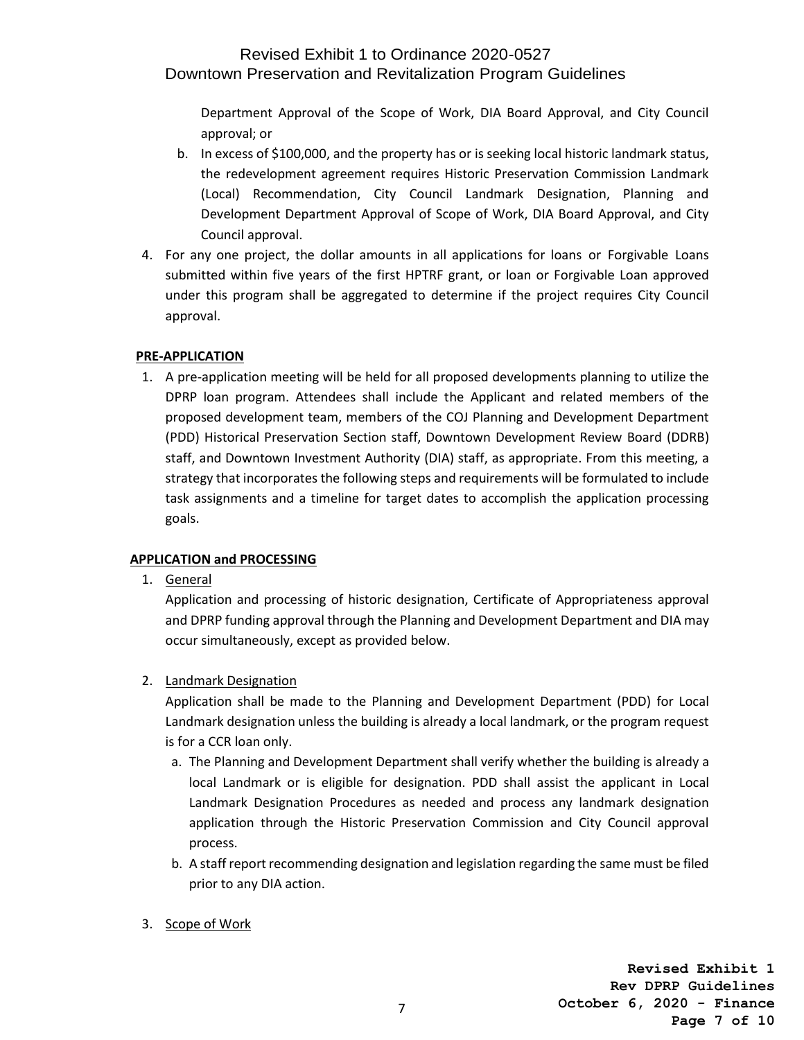Department Approval of the Scope of Work, DIA Board Approval, and City Council approval; or

   b. In excess of $100,000, and the property has or is seeking local historic landmark status, the redevelopment agreement requires Historic Preservation Commission Landmark (Local) Recommendation, City Council Landmark Designation, Planning and Development Department Approval of Scope of Work, DIA Board Approval, and City Council approval.

4. For any one project, the dollar amounts in all applications for loans or Forgivable Loans submitted within five years of the first HPTRF grant, or loan or Forgivable Loan approved under this program shall be aggregated to determine if the project requires City Council approval.

**PRE-APPLICATION**

1. A pre-application meeting will be held for all proposed developments planning to utilize the DPRP loan program. Attendees shall include the Applicant and related members of the proposed development team, members of the COJ Planning and Development Department (PDD) Historical Preservation Section staff, Downtown Development Review Board (DDRB) staff, and Downtown Investment Authority (DIA) staff, as appropriate. From this meeting, a strategy that incorporates the following steps and requirements will be formulated to include task assignments and a timeline for target dates to accomplish the application processing goals.

**APPLICATION and PROCESSING**

1. General

   Application and processing of historic designation, Certificate of Appropriateness approval and DPRP funding approval through the Planning and Development Department and DIA may occur simultaneously, except as provided below.

2. Landmark Designation

   Application shall be made to the Planning and Development Department (PDD) for Local Landmark designation unless the building is already a local landmark, or the program request is for a CCR loan only.

   a. The Planning and Development Department shall verify whether the building is already a local Landmark or is eligible for designation. PDD shall assist the applicant in Local Landmark Designation Procedures as needed and process any landmark designation application through the Historic Preservation Commission and City Council approval process.

   b. A staff report recommending designation and legislation regarding the same must be filed prior to any DIA action.

3. Scope of Work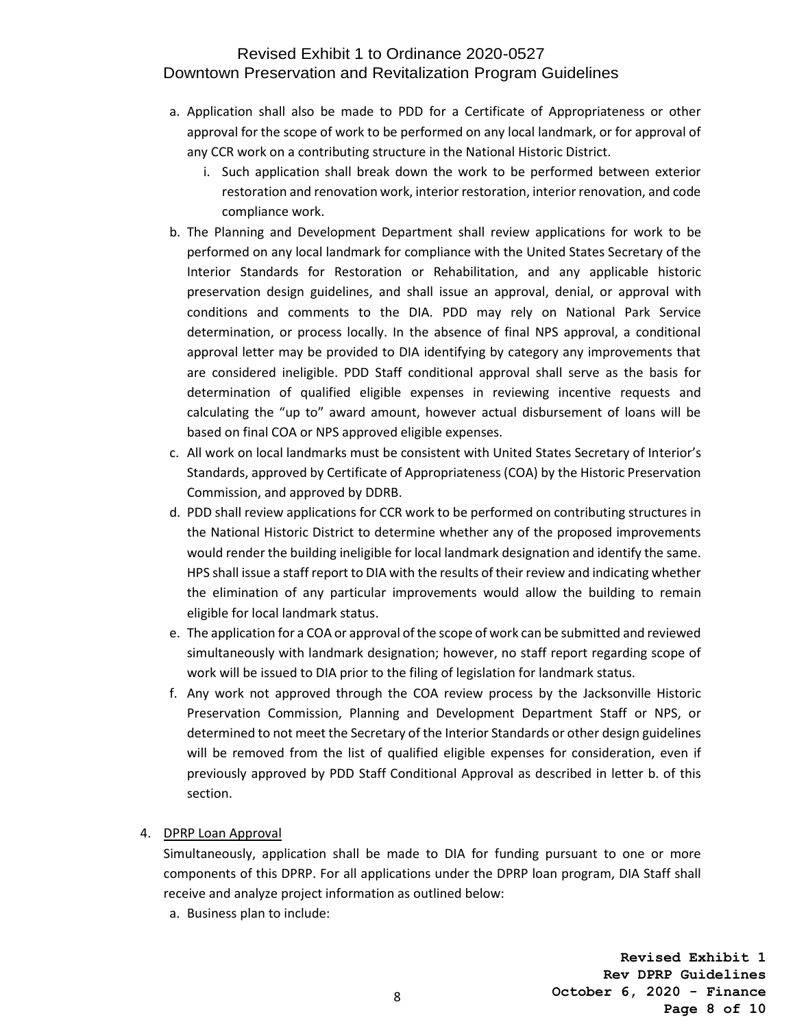a. Application shall also be made to PDD for a Certificate of Appropriateness or other approval for the scope of work to be performed on any local landmark, or for approval of any CCR work on a contributing structure in the National Historic District.
   i. Such application shall break down the work to be performed between exterior restoration and renovation work, interior restoration, interior renovation, and code compliance work.
b. The Planning and Development Department shall review applications for work to be performed on any local landmark for compliance with the United States Secretary of the Interior Standards for Restoration or Rehabilitation, and any applicable historic preservation design guidelines, and shall issue an approval, denial, or approval with conditions and comments to the DIA. PDD may rely on National Park Service determination, or process locally. In the absence of final NPS approval, a conditional approval letter may be provided to DIA identifying by category any improvements that are considered ineligible. PDD Staff conditional approval shall serve as the basis for determination of qualified eligible expenses in reviewing incentive requests and calculating the "up to" award amount, however actual disbursement of loans will be based on final COA or NPS approved eligible expenses.
c. All work on local landmarks must be consistent with United States Secretary of Interior's Standards, approved by Certificate of Appropriateness (COA) by the Historic Preservation Commission, and approved by DDRB.
d. PDD shall review applications for CCR work to be performed on contributing structures in the National Historic District to determine whether any of the proposed improvements would render the building ineligible for local landmark designation and identify the same. HPS shall issue a staff report to DIA with the results of their review and indicating whether the elimination of any particular improvements would allow the building to remain eligible for local landmark status.
e. The application for a COA or approval of the scope of work can be submitted and reviewed simultaneously with landmark designation; however, no staff report regarding scope of work will be issued to DIA prior to the filing of legislation for landmark status.
f. Any work not approved through the COA review process by the Jacksonville Historic Preservation Commission, Planning and Development Department Staff or NPS, or determined to not meet the Secretary of the Interior Standards or other design guidelines will be removed from the list of qualified eligible expenses for consideration, even if previously approved by PDD Staff Conditional Approval as described in letter b. of this section.

4. DPRP Loan Approval

   Simultaneously, application shall be made to DIA for funding pursuant to one or more components of this DPRP. For all applications under the DPRP loan program, DIA Staff shall receive and analyze project information as outlined below:

   a. Business plan to include: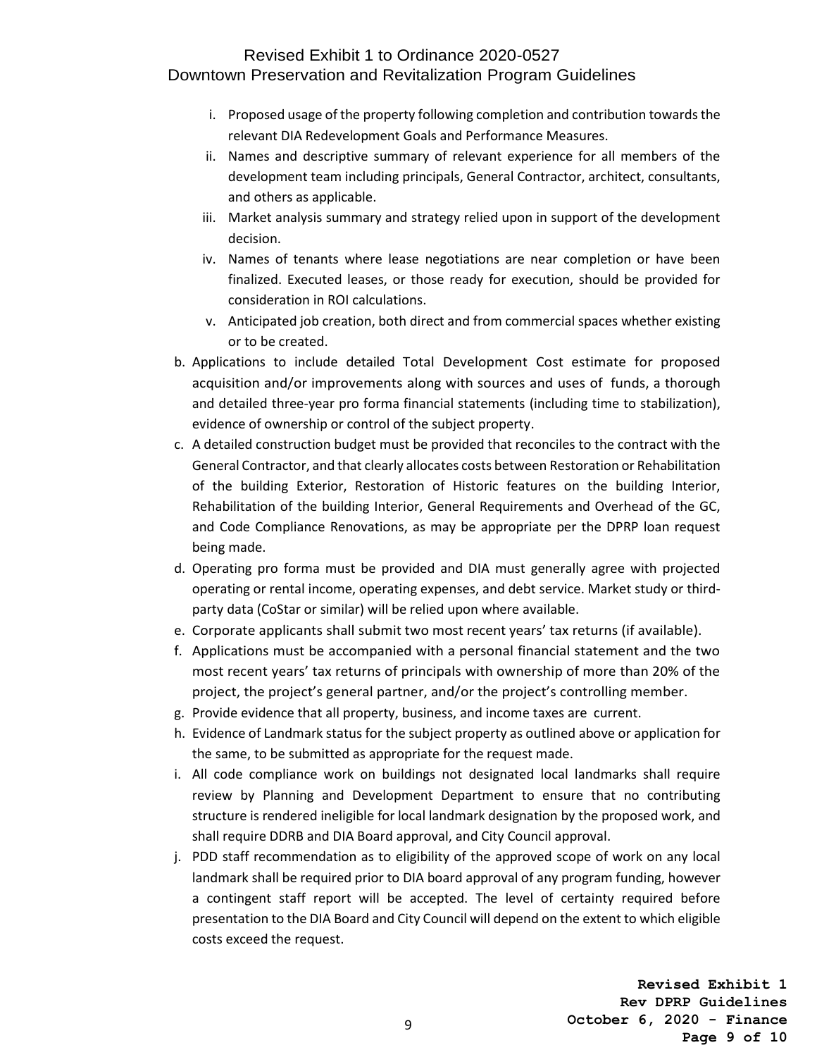i. Proposed usage of the property following completion and contribution towards the relevant DIA Redevelopment Goals and Performance Measures.
ii. Names and descriptive summary of relevant experience for all members of the development team including principals, General Contractor, architect, consultants, and others as applicable.
iii. Market analysis summary and strategy relied upon in support of the development decision.
iv. Names of tenants where lease negotiations are near completion or have been finalized. Executed leases, or those ready for execution, should be provided for consideration in ROI calculations.
v. Anticipated job creation, both direct and from commercial spaces whether existing or to be created.

b. Applications to include detailed Total Development Cost estimate for proposed acquisition and/or improvements along with sources and uses of funds, a thorough and detailed three-year pro forma financial statements (including time to stabilization), evidence of ownership or control of the subject property.
c. A detailed construction budget must be provided that reconciles to the contract with the General Contractor, and that clearly allocates costs between Restoration or Rehabilitation of the building Exterior, Restoration of Historic features on the building Interior, Rehabilitation of the building Interior, General Requirements and Overhead of the GC, and Code Compliance Renovations, as may be appropriate per the DPRP loan request being made.
d. Operating pro forma must be provided and DIA must generally agree with projected operating or rental income, operating expenses, and debt service. Market study or third-party data (CoStar or similar) will be relied upon where available.
e. Corporate applicants shall submit two most recent years' tax returns (if available).
f. Applications must be accompanied with a personal financial statement and the two most recent years' tax returns of principals with ownership of more than 20% of the project, the project's general partner, and/or the project's controlling member.
g. Provide evidence that all property, business, and income taxes are current.
h. Evidence of Landmark status for the subject property as outlined above or application for the same, to be submitted as appropriate for the request made.
i. All code compliance work on buildings not designated local landmarks shall require review by Planning and Development Department to ensure that no contributing structure is rendered ineligible for local landmark designation by the proposed work, and shall require DDRB and DIA Board approval, and City Council approval.
j. PDD staff recommendation as to eligibility of the approved scope of work on any local landmark shall be required prior to DIA board approval of any program funding, however a contingent staff report will be accepted. The level of certainty required before presentation to the DIA Board and City Council will depend on the extent to which eligible costs exceed the request.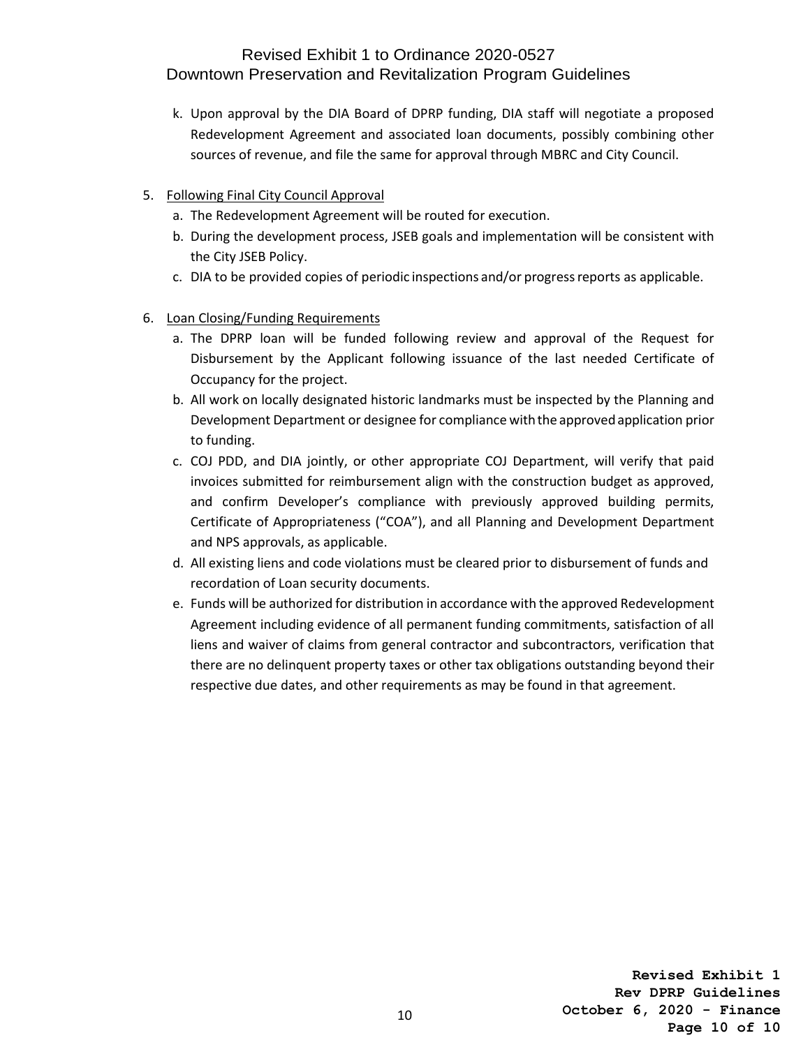k. Upon approval by the DIA Board of DPRP funding, DIA staff will negotiate a proposed Redevelopment Agreement and associated loan documents, possibly combining other sources of revenue, and file the same for approval through MBRC and City Council.

5. Following Final City Council Approval
   a. The Redevelopment Agreement will be routed for execution.
   b. During the development process, JSEB goals and implementation will be consistent with the City JSEB Policy.
   c. DIA to be provided copies of periodic inspections and/or progress reports as applicable.

6. Loan Closing/Funding Requirements
   a. The DPRP loan will be funded following review and approval of the Request for Disbursement by the Applicant following issuance of the last needed Certificate of Occupancy for the project.
   b. All work on locally designated historic landmarks must be inspected by the Planning and Development Department or designee for compliance with the approved application prior to funding.
   c. COJ PDD, and DIA jointly, or other appropriate COJ Department, will verify that paid invoices submitted for reimbursement align with the construction budget as approved, and confirm Developer's compliance with previously approved building permits, Certificate of Appropriateness ("COA"), and all Planning and Development Department and NPS approvals, as applicable.
   d. All existing liens and code violations must be cleared prior to disbursement of funds and recordation of Loan security documents.
   e. Funds will be authorized for distribution in accordance with the approved Redevelopment Agreement including evidence of all permanent funding commitments, satisfaction of all liens and waiver of claims from general contractor and subcontractors, verification that there are no delinquent property taxes or other tax obligations outstanding beyond their respective due dates, and other requirements as may be found in that agreement.